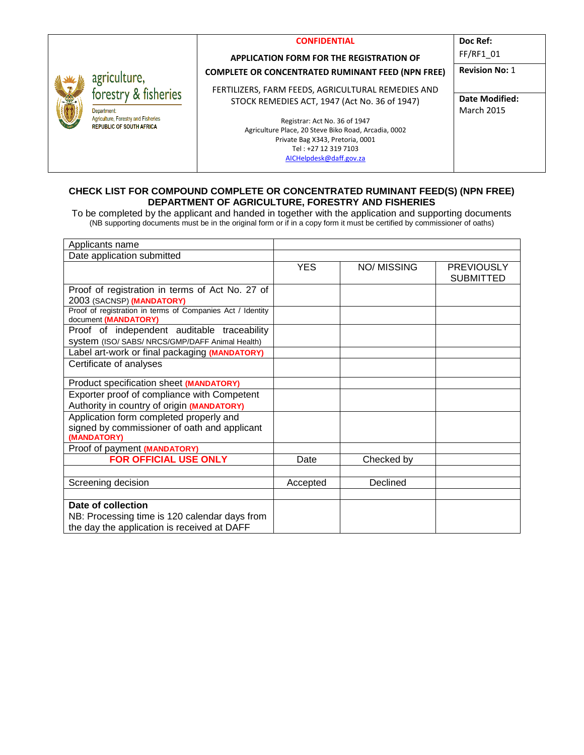| agriculture, forestry & fisheries<br>Department: Agriculture, Forestry and Fisheries<br>REPUBLIC OF SOUTH AFRICA | **CONFIDENTIAL**<br>**APPLICATION FORM FOR THE REGISTRATION OF COMPLETE OR CONCENTRATED RUMINANT FEED (NPN FREE)**<br>FERTILIZERS, FARM FEEDS, AGRICULTURAL REMEDIES AND STOCK REMEDIES ACT, 1947 (Act No. 36 of 1947)<br>Registrar: Act No. 36 of 1947<br>Agriculture Place, 20 Steve Biko Road, Arcadia, 0002<br>Private Bag X343, Pretoria, 0001<br>Tel : +27 12 319 7103<br>AICHelpdesk@daff.gov.za | **Doc Ref:** FF/RF1_01<br>**Revision No:** 1<br>**Date Modified:** March 2015 |
|---|---|---|

## CHECK LIST FOR COMPOUND COMPLETE OR CONCENTRATED RUMINANT FEED(S) (NPN FREE)
## DEPARTMENT OF AGRICULTURE, FORESTRY AND FISHERIES

To be completed by the applicant and handed in together with the application and supporting documents
(NB supporting documents must be in the original form or if in a copy form it must be certified by commissioner of oaths)

| Applicants name | | | |
|---|---|---|---|
| Date application submitted | | | |
| | YES | NO/ MISSING | PREVIOUSLY SUBMITTED |
| Proof of registration in terms of Act No. 27 of 2003 (SACNSP) **(MANDATORY)** | | | |
| Proof of registration in terms of Companies Act / Identity document **(MANDATORY)** | | | |
| Proof of independent auditable traceability system (ISO/ SABS/ NRCS/GMP/DAFF Animal Health) | | | |
| Label art-work or final packaging **(MANDATORY)** | | | |
| Certificate of analyses | | | |
| Product specification sheet **(MANDATORY)** | | | |
| Exporter proof of compliance with Competent Authority in country of origin **(MANDATORY)** | | | |
| Application form completed properly and signed by commissioner of oath and applicant **(MANDATORY)** | | | |
| Proof of payment **(MANDATORY)** | | | |
| **FOR OFFICIAL USE ONLY** | Date | Checked by | |
| | | | |
| Screening decision | Accepted | Declined | |
| | | | |
| **Date of collection**<br>NB: Processing time is 120 calendar days from the day the application is received at DAFF | | | |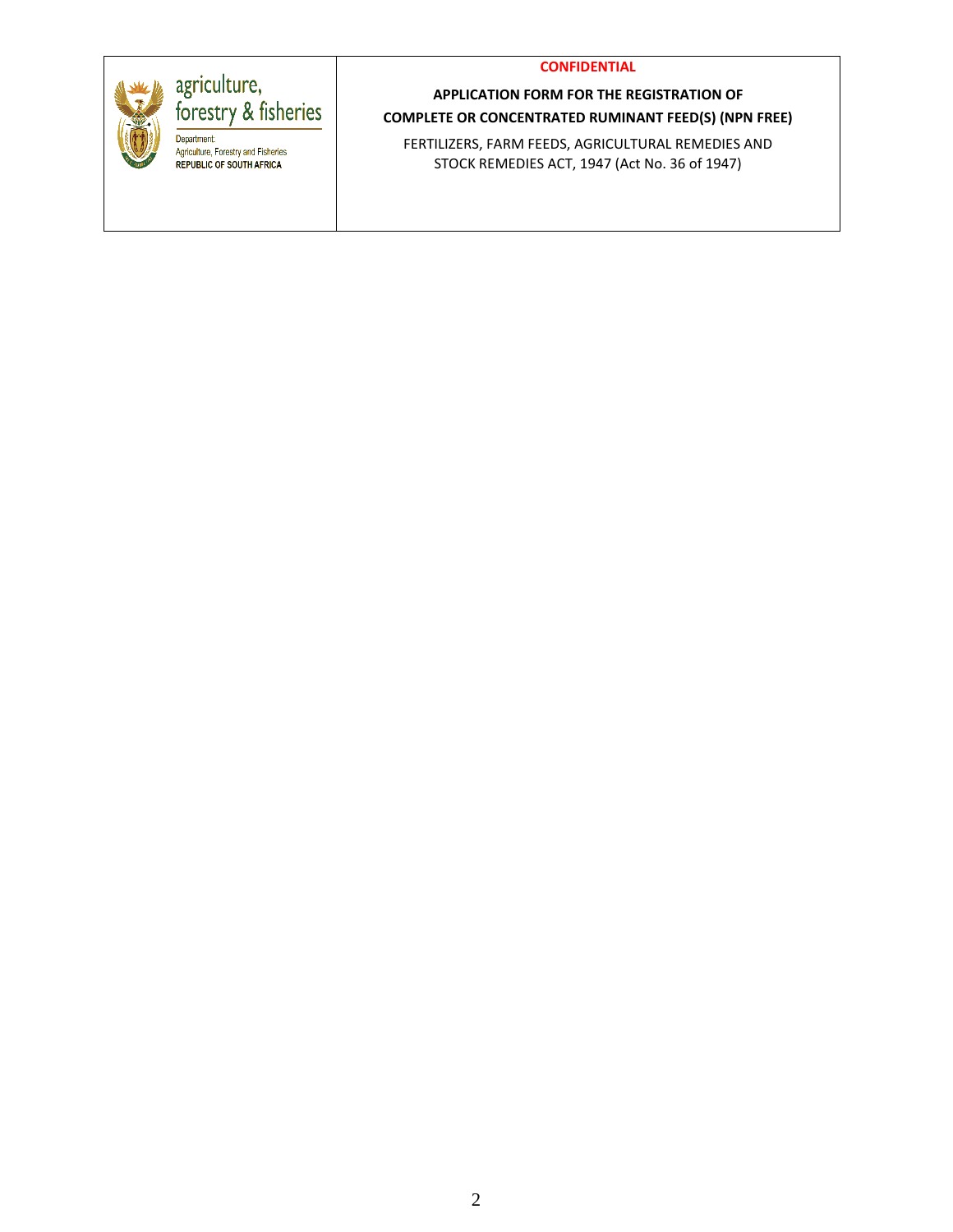| agriculture, forestry & fisheries<br>Department: Agriculture, Forestry and Fisheries<br>REPUBLIC OF SOUTH AFRICA | **CONFIDENTIAL**<br><br>**APPLICATION FORM FOR THE REGISTRATION OF COMPLETE OR CONCENTRATED RUMINANT FEED(S) (NPN FREE)**<br><br>FERTILIZERS, FARM FEEDS, AGRICULTURAL REMEDIES AND STOCK REMEDIES ACT, 1947 (Act No. 36 of 1947) |
|---|---|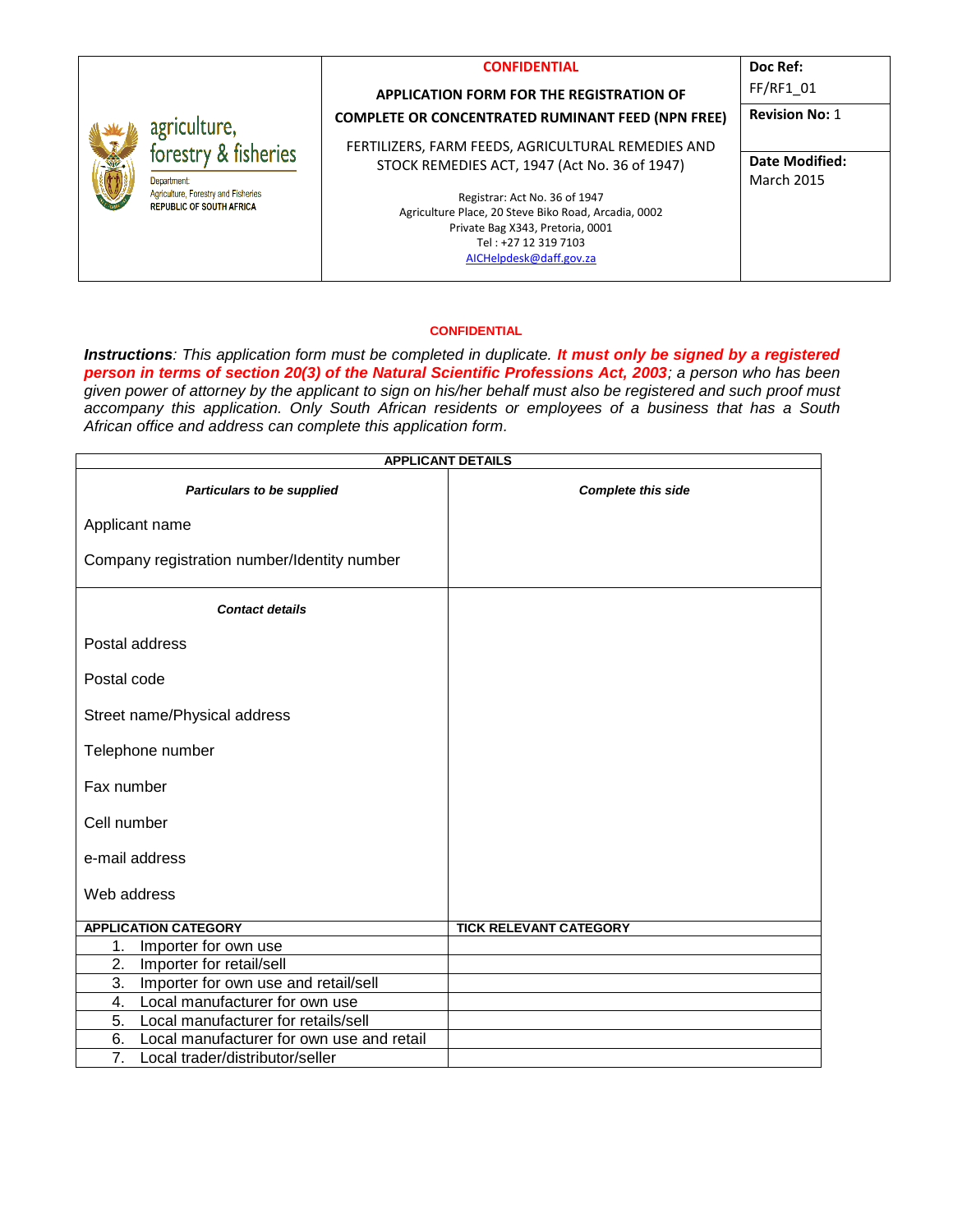| | **CONFIDENTIAL** | **Doc Ref:** FF/RF1_01 |
|---|---|---|
| agriculture, forestry & fisheries<br>Department: Agriculture, Forestry and Fisheries<br>REPUBLIC OF SOUTH AFRICA | **APPLICATION FORM FOR THE REGISTRATION OF COMPLETE OR CONCENTRATED RUMINANT FEED (NPN FREE)**<br><br>FERTILIZERS, FARM FEEDS, AGRICULTURAL REMEDIES AND STOCK REMEDIES ACT, 1947 (Act No. 36 of 1947)<br><br>Registrar: Act No. 36 of 1947<br>Agriculture Place, 20 Steve Biko Road, Arcadia, 0002<br>Private Bag X343, Pretoria, 0001<br>Tel : +27 12 319 7103<br>AICHelpdesk@daff.gov.za | **Revision No:** 1<br><br>**Date Modified:** March 2015 |

**CONFIDENTIAL**

***Instructions**: This application form must be completed in duplicate. **It must only be signed by a registered person in terms of section 20(3) of the Natural Scientific Professions Act, 2003**; a person who has been given power of attorney by the applicant to sign on his/her behalf must also be registered and such proof must accompany this application. Only South African residents or employees of a business that has a South African office and address can complete this application form.*

| **APPLICANT DETAILS** | |
|---|---|
| ***Particulars to be supplied*** | ***Complete this side*** |
| Applicant name | |
| Company registration number/Identity number | |
| ***Contact details*** | |
| Postal address | |
| Postal code | |
| Street name/Physical address | |
| Telephone number | |
| Fax number | |
| Cell number | |
| e-mail address | |
| Web address | |
| **APPLICATION CATEGORY** | **TICK RELEVANT CATEGORY** |
| 1. Importer for own use | |
| 2. Importer for retail/sell | |
| 3. Importer for own use and retail/sell | |
| 4. Local manufacturer for own use | |
| 5. Local manufacturer for retails/sell | |
| 6. Local manufacturer for own use and retail | |
| 7. Local trader/distributor/seller | |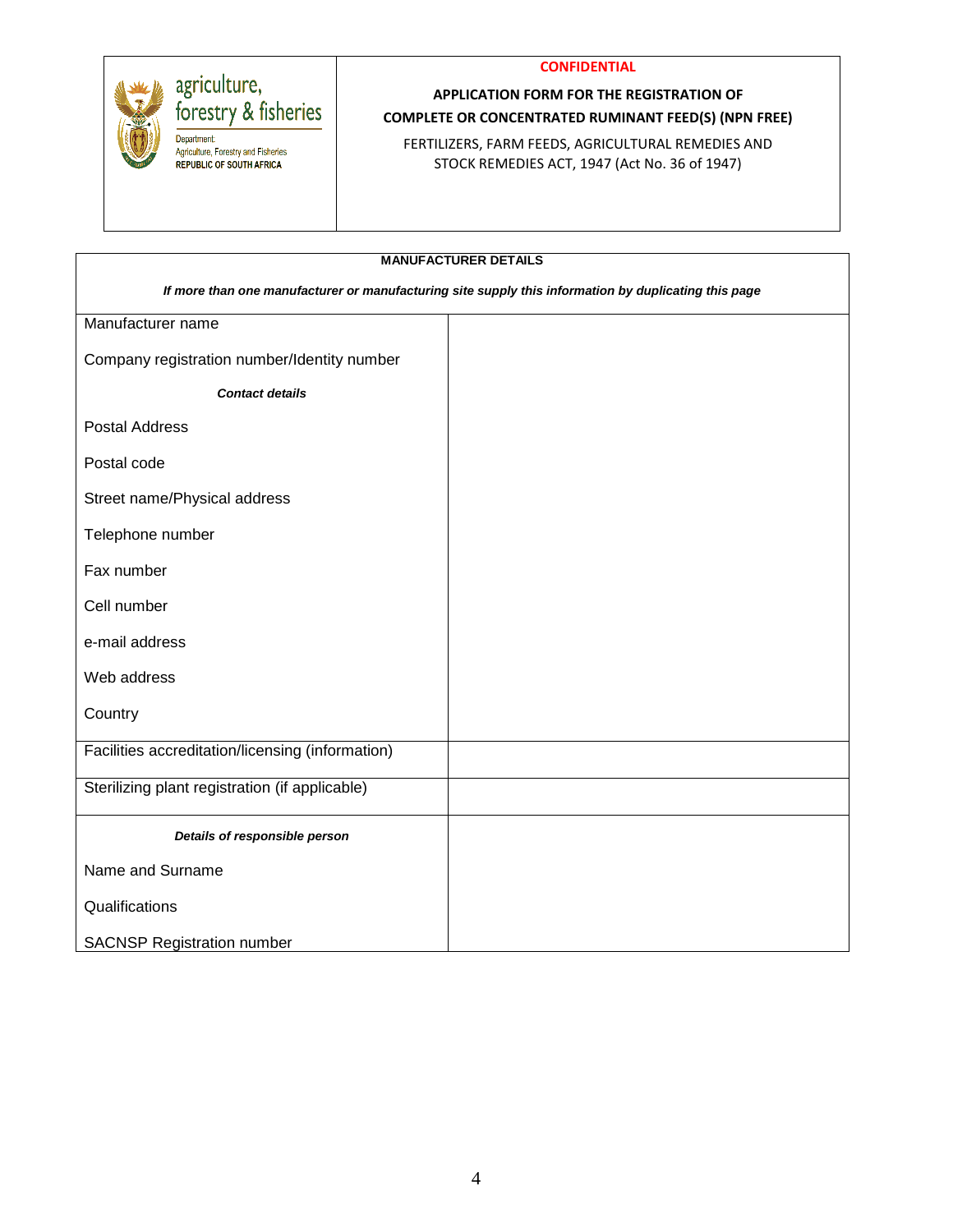agriculture, forestry & fisheries

Department: Agriculture, Forestry and Fisheries
REPUBLIC OF SOUTH AFRICA

**CONFIDENTIAL**

**APPLICATION FORM FOR THE REGISTRATION OF COMPLETE OR CONCENTRATED RUMINANT FEED(S) (NPN FREE)**

FERTILIZERS, FARM FEEDS, AGRICULTURAL REMEDIES AND STOCK REMEDIES ACT, 1947 (Act No. 36 of 1947)

| **MANUFACTURER DETAILS** | |
|---|---|
| ***If more than one manufacturer or manufacturing site supply this information by duplicating this page*** | |
| Manufacturer name | |
| Company registration number/Identity number | |
| ***Contact details*** | |
| Postal Address | |
| Postal code | |
| Street name/Physical address | |
| Telephone number | |
| Fax number | |
| Cell number | |
| e-mail address | |
| Web address | |
| Country | |
| Facilities accreditation/licensing (information) | |
| Sterilizing plant registration (if applicable) | |
| ***Details of responsible person*** | |
| Name and Surname | |
| Qualifications | |
| SACNSP Registration number | |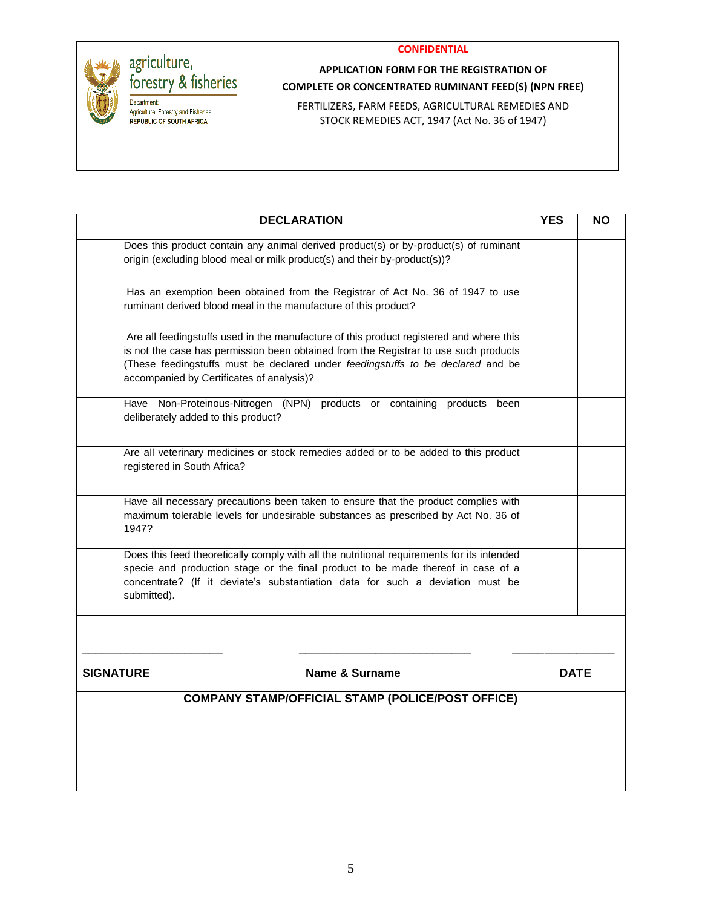agriculture, forestry & fisheries

Department: Agriculture, Forestry and Fisheries
REPUBLIC OF SOUTH AFRICA

**CONFIDENTIAL**

**APPLICATION FORM FOR THE REGISTRATION OF COMPLETE OR CONCENTRATED RUMINANT FEED(S) (NPN FREE)**

FERTILIZERS, FARM FEEDS, AGRICULTURAL REMEDIES AND STOCK REMEDIES ACT, 1947 (Act No. 36 of 1947)

| DECLARATION | YES | NO |
|---|---|---|
| Does this product contain any animal derived product(s) or by-product(s) of ruminant origin (excluding blood meal or milk product(s) and their by-product(s))? | | |
| Has an exemption been obtained from the Registrar of Act No. 36 of 1947 to use ruminant derived blood meal in the manufacture of this product? | | |
| Are all feedingstuffs used in the manufacture of this product registered and where this is not the case has permission been obtained from the Registrar to use such products (These feedingstuffs must be declared under *feedingstuffs to be declared* and be accompanied by Certificates of analysis)? | | |
| Have Non-Proteinous-Nitrogen (NPN) products or containing products been deliberately added to this product? | | |
| Are all veterinary medicines or stock remedies added or to be added to this product registered in South Africa? | | |
| Have all necessary precautions been taken to ensure that the product complies with maximum tolerable levels for undesirable substances as prescribed by Act No. 36 of 1947? | | |
| Does this feed theoretically comply with all the nutritional requirements for its intended specie and production stage or the final product to be made thereof in case of a concentrate? (If it deviate's substantiation data for such a deviation must be submitted). | | |

_______________________ _______________________ _______________________

**SIGNATURE** **Name & Surname** **DATE**

**COMPANY STAMP/OFFICIAL STAMP (POLICE/POST OFFICE)**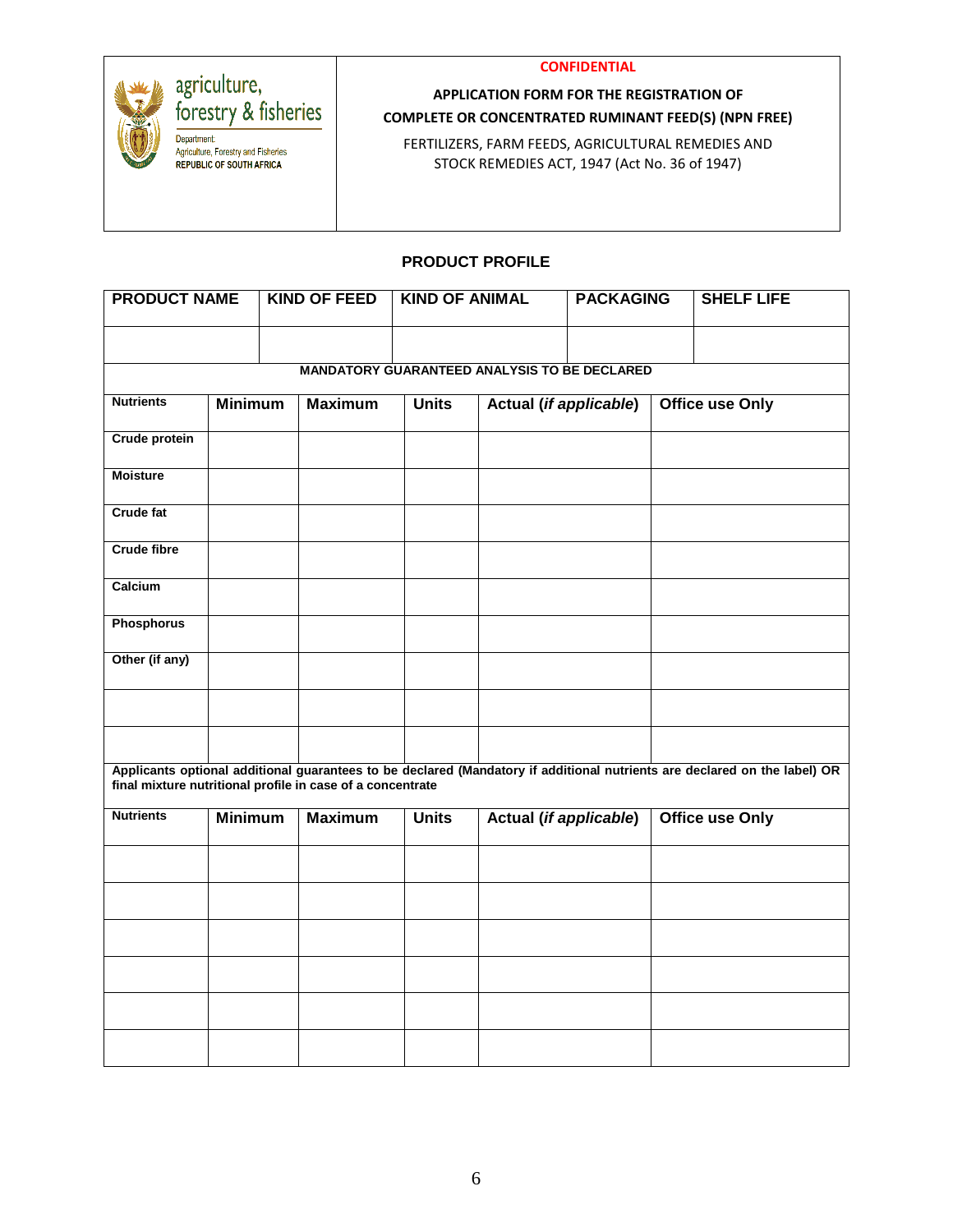agriculture, forestry & fisheries

Department: Agriculture, Forestry and Fisheries
REPUBLIC OF SOUTH AFRICA

**CONFIDENTIAL**

**APPLICATION FORM FOR THE REGISTRATION OF COMPLETE OR CONCENTRATED RUMINANT FEED(S) (NPN FREE)**

FERTILIZERS, FARM FEEDS, AGRICULTURAL REMEDIES AND STOCK REMEDIES ACT, 1947 (Act No. 36 of 1947)

## PRODUCT PROFILE

| PRODUCT NAME | KIND OF FEED | KIND OF ANIMAL | PACKAGING | SHELF LIFE |
|---|---|---|---|---|
| | | | | |

**MANDATORY GUARANTEED ANALYSIS TO BE DECLARED**

| Nutrients | Minimum | Maximum | Units | Actual (*if applicable*) | Office use Only |
|---|---|---|---|---|---|
| Crude protein | | | | | |
| Moisture | | | | | |
| Crude fat | | | | | |
| Crude fibre | | | | | |
| Calcium | | | | | |
| Phosphorus | | | | | |
| Other (if any) | | | | | |
| | | | | | |
| | | | | | |

**Applicants optional additional guarantees to be declared (Mandatory if additional nutrients are declared on the label) OR final mixture nutritional profile in case of a concentrate**

| Nutrients | Minimum | Maximum | Units | Actual (*if applicable*) | Office use Only |
|---|---|---|---|---|---|
| | | | | | |
| | | | | | |
| | | | | | |
| | | | | | |
| | | | | | |
| | | | | | |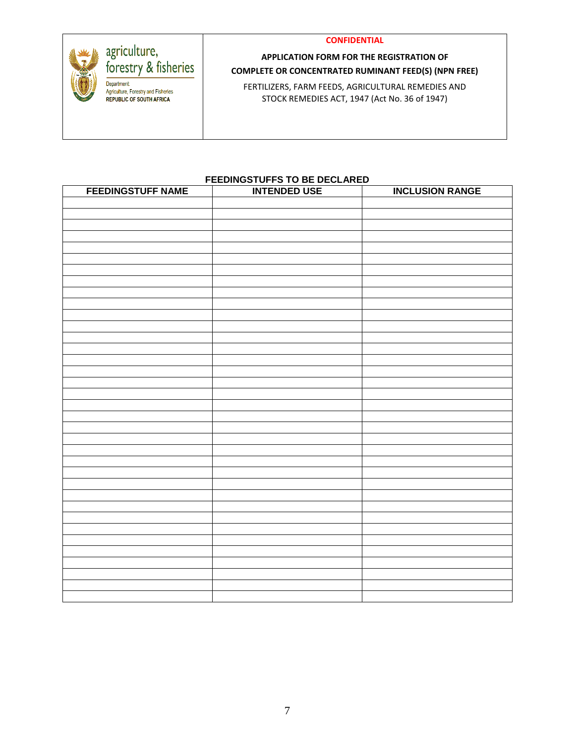agriculture, forestry & fisheries

Department: Agriculture, Forestry and Fisheries
REPUBLIC OF SOUTH AFRICA

**CONFIDENTIAL**

**APPLICATION FORM FOR THE REGISTRATION OF COMPLETE OR CONCENTRATED RUMINANT FEED(S) (NPN FREE)**

FERTILIZERS, FARM FEEDS, AGRICULTURAL REMEDIES AND STOCK REMEDIES ACT, 1947 (Act No. 36 of 1947)

**FEEDINGSTUFFS TO BE DECLARED**

| FEEDINGSTUFF NAME | INTENDED USE | INCLUSION RANGE |
|---|---|---|
| | | |
| | | |
| | | |
| | | |
| | | |
| | | |
| | | |
| | | |
| | | |
| | | |
| | | |
| | | |
| | | |
| | | |
| | | |
| | | |
| | | |
| | | |
| | | |
| | | |
| | | |
| | | |
| | | |
| | | |
| | | |
| | | |
| | | |
| | | |
| | | |
| | | |
| | | |
| | | |
| | | |
| | | |
| | | |
| | | |
| | | |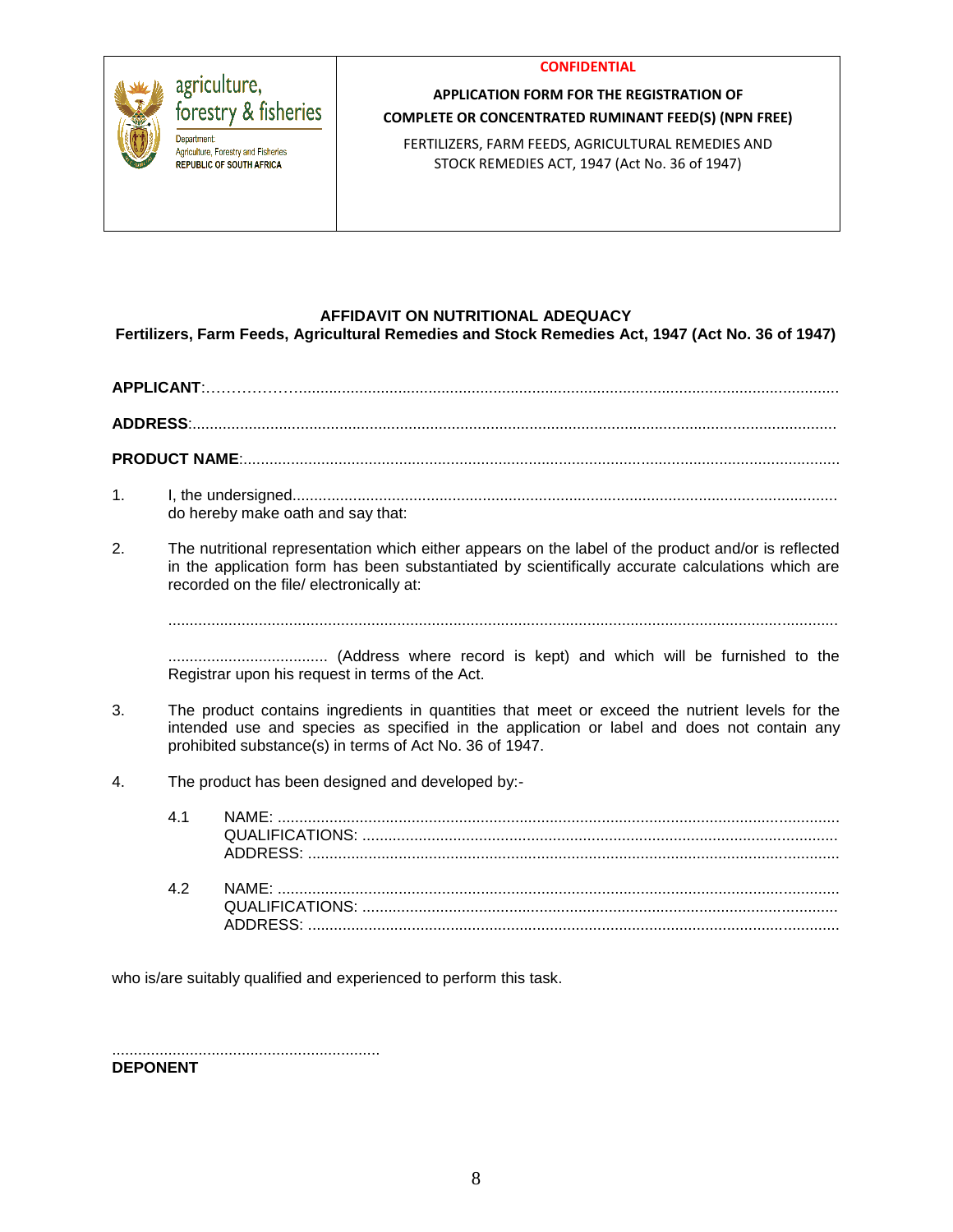| agriculture, forestry & fisheries<br>Department: Agriculture, Forestry and Fisheries<br>REPUBLIC OF SOUTH AFRICA | **CONFIDENTIAL**<br>**APPLICATION FORM FOR THE REGISTRATION OF COMPLETE OR CONCENTRATED RUMINANT FEED(S) (NPN FREE)**<br>FERTILIZERS, FARM FEEDS, AGRICULTURAL REMEDIES AND STOCK REMEDIES ACT, 1947 (Act No. 36 of 1947) |
|---|---|

## AFFIDAVIT ON NUTRITIONAL ADEQUACY

**Fertilizers, Farm Feeds, Agricultural Remedies and Stock Remedies Act, 1947 (Act No. 36 of 1947)**

**APPLICANT**:……………….........................................................................................................................

**ADDRESS**:...............................................................................................................................................

**PRODUCT NAME**:....................................................................................................................................

1. I, the undersigned.............................................................................................................................
do hereby make oath and say that:

2. The nutritional representation which either appears on the label of the product and/or is reflected in the application form has been substantiated by scientifically accurate calculations which are recorded on the file/ electronically at:

   ........................................................................................................................................................

   ..................................... (Address where record is kept) and which will be furnished to the Registrar upon his request in terms of the Act.

3. The product contains ingredients in quantities that meet or exceed the nutrient levels for the intended use and species as specified in the application or label and does not contain any prohibited substance(s) in terms of Act No. 36 of 1947.

4. The product has been designed and developed by:-

   4.1 NAME: ................................................................................................................................
   QUALIFICATIONS: ............................................................................................................
   ADDRESS: .........................................................................................................................

   4.2 NAME: ................................................................................................................................
   QUALIFICATIONS: ............................................................................................................
   ADDRESS: .........................................................................................................................

who is/are suitably qualified and experienced to perform this task.

..............................................................

**DEPONENT**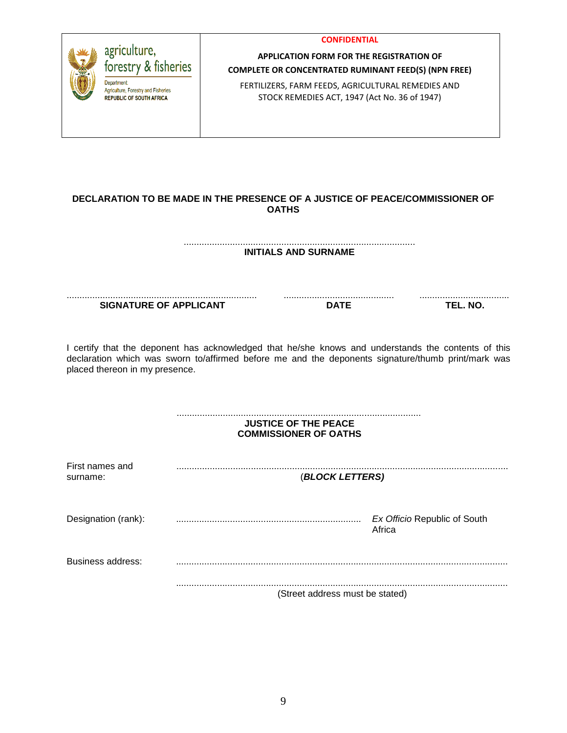| agriculture, forestry & fisheries<br>Department: Agriculture, Forestry and Fisheries<br>REPUBLIC OF SOUTH AFRICA | **CONFIDENTIAL**<br>**APPLICATION FORM FOR THE REGISTRATION OF COMPLETE OR CONCENTRATED RUMINANT FEED(S) (NPN FREE)**<br>FERTILIZERS, FARM FEEDS, AGRICULTURAL REMEDIES AND STOCK REMEDIES ACT, 1947 (Act No. 36 of 1947) |
|---|---|

**DECLARATION TO BE MADE IN THE PRESENCE OF A JUSTICE OF PEACE/COMMISSIONER OF OATHS**

..........................................................................................
**INITIALS AND SURNAME**

.......................................................................... ........................................... ...................................
**SIGNATURE OF APPLICANT** **DATE** **TEL. NO.**

I certify that the deponent has acknowledged that he/she knows and understands the contents of this declaration which was sworn to/affirmed before me and the deponents signature/thumb print/mark was placed thereon in my presence.

..............................................................................................
**JUSTICE OF THE PEACE**
**COMMISSIONER OF OATHS**

First names and surname: ................................................................................................................................
(***BLOCK LETTERS)***

Designation (rank): ....................................................................... *Ex Officio* Republic of South Africa

Business address: ................................................................................................................................

................................................................................................................................
(Street address must be stated)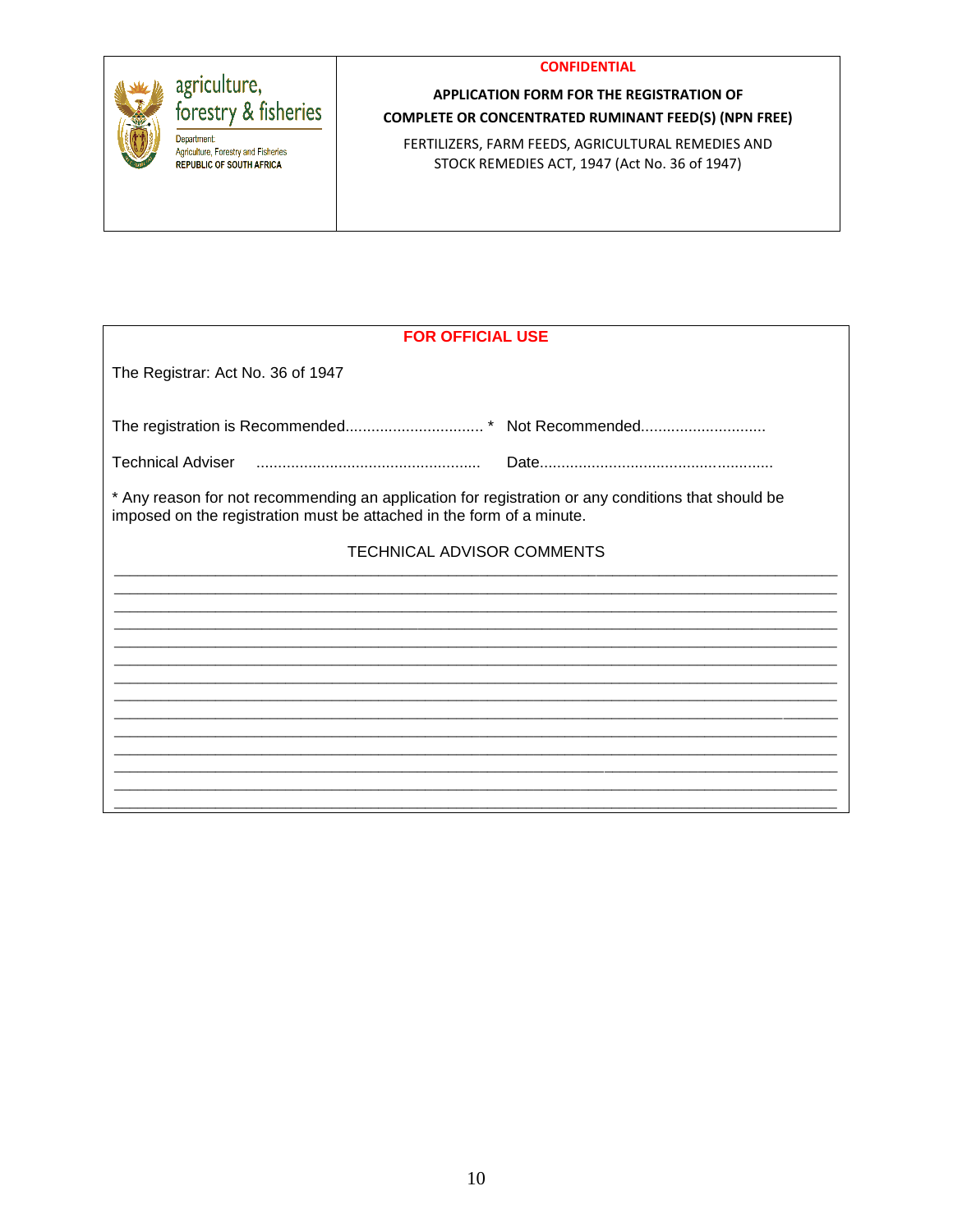| | |
|---|---|
| agriculture, forestry & fisheries<br>Department: Agriculture, Forestry and Fisheries<br>REPUBLIC OF SOUTH AFRICA | **CONFIDENTIAL**<br>**APPLICATION FORM FOR THE REGISTRATION OF COMPLETE OR CONCENTRATED RUMINANT FEED(S) (NPN FREE)**<br>FERTILIZERS, FARM FEEDS, AGRICULTURAL REMEDIES AND STOCK REMEDIES ACT, 1947 (Act No. 36 of 1947) |

**FOR OFFICIAL USE**

The Registrar: Act No. 36 of 1947

The registration is Recommended................................ * Not Recommended............................

Technical Adviser ................................................... Date.....................................................

* Any reason for not recommending an application for registration or any conditions that should be imposed on the registration must be attached in the form of a minute.

TECHNICAL ADVISOR COMMENTS

\_\_\_\_\_\_\_\_\_\_\_\_\_\_\_\_\_\_\_\_\_\_\_\_\_\_\_\_\_\_\_\_\_\_\_\_\_\_\_\_\_\_\_\_\_\_\_\_\_\_\_\_\_\_\_\_\_\_\_\_\_\_\_\_\_\_\_\_\_\_\_\_\_\_\_\_\_\_

\_\_\_\_\_\_\_\_\_\_\_\_\_\_\_\_\_\_\_\_\_\_\_\_\_\_\_\_\_\_\_\_\_\_\_\_\_\_\_\_\_\_\_\_\_\_\_\_\_\_\_\_\_\_\_\_\_\_\_\_\_\_\_\_\_\_\_\_\_\_\_\_\_\_\_\_\_\_

\_\_\_\_\_\_\_\_\_\_\_\_\_\_\_\_\_\_\_\_\_\_\_\_\_\_\_\_\_\_\_\_\_\_\_\_\_\_\_\_\_\_\_\_\_\_\_\_\_\_\_\_\_\_\_\_\_\_\_\_\_\_\_\_\_\_\_\_\_\_\_\_\_\_\_\_\_\_

\_\_\_\_\_\_\_\_\_\_\_\_\_\_\_\_\_\_\_\_\_\_\_\_\_\_\_\_\_\_\_\_\_\_\_\_\_\_\_\_\_\_\_\_\_\_\_\_\_\_\_\_\_\_\_\_\_\_\_\_\_\_\_\_\_\_\_\_\_\_\_\_\_\_\_\_\_\_

\_\_\_\_\_\_\_\_\_\_\_\_\_\_\_\_\_\_\_\_\_\_\_\_\_\_\_\_\_\_\_\_\_\_\_\_\_\_\_\_\_\_\_\_\_\_\_\_\_\_\_\_\_\_\_\_\_\_\_\_\_\_\_\_\_\_\_\_\_\_\_\_\_\_\_\_\_\_

\_\_\_\_\_\_\_\_\_\_\_\_\_\_\_\_\_\_\_\_\_\_\_\_\_\_\_\_\_\_\_\_\_\_\_\_\_\_\_\_\_\_\_\_\_\_\_\_\_\_\_\_\_\_\_\_\_\_\_\_\_\_\_\_\_\_\_\_\_\_\_\_\_\_\_\_\_\_

\_\_\_\_\_\_\_\_\_\_\_\_\_\_\_\_\_\_\_\_\_\_\_\_\_\_\_\_\_\_\_\_\_\_\_\_\_\_\_\_\_\_\_\_\_\_\_\_\_\_\_\_\_\_\_\_\_\_\_\_\_\_\_\_\_\_\_\_\_\_\_\_\_\_\_\_\_\_

\_\_\_\_\_\_\_\_\_\_\_\_\_\_\_\_\_\_\_\_\_\_\_\_\_\_\_\_\_\_\_\_\_\_\_\_\_\_\_\_\_\_\_\_\_\_\_\_\_\_\_\_\_\_\_\_\_\_\_\_\_\_\_\_\_\_\_\_\_\_\_\_\_\_\_\_\_\_

\_\_\_\_\_\_\_\_\_\_\_\_\_\_\_\_\_\_\_\_\_\_\_\_\_\_\_\_\_\_\_\_\_\_\_\_\_\_\_\_\_\_\_\_\_\_\_\_\_\_\_\_\_\_\_\_\_\_\_\_\_\_\_\_\_\_\_\_\_\_\_\_\_\_\_\_\_\_

\_\_\_\_\_\_\_\_\_\_\_\_\_\_\_\_\_\_\_\_\_\_\_\_\_\_\_\_\_\_\_\_\_\_\_\_\_\_\_\_\_\_\_\_\_\_\_\_\_\_\_\_\_\_\_\_\_\_\_\_\_\_\_\_\_\_\_\_\_\_\_\_\_\_\_\_\_\_

\_\_\_\_\_\_\_\_\_\_\_\_\_\_\_\_\_\_\_\_\_\_\_\_\_\_\_\_\_\_\_\_\_\_\_\_\_\_\_\_\_\_\_\_\_\_\_\_\_\_\_\_\_\_\_\_\_\_\_\_\_\_\_\_\_\_\_\_\_\_\_\_\_\_\_\_\_\_

\_\_\_\_\_\_\_\_\_\_\_\_\_\_\_\_\_\_\_\_\_\_\_\_\_\_\_\_\_\_\_\_\_\_\_\_\_\_\_\_\_\_\_\_\_\_\_\_\_\_\_\_\_\_\_\_\_\_\_\_\_\_\_\_\_\_\_\_\_\_\_\_\_\_\_\_\_\_

\_\_\_\_\_\_\_\_\_\_\_\_\_\_\_\_\_\_\_\_\_\_\_\_\_\_\_\_\_\_\_\_\_\_\_\_\_\_\_\_\_\_\_\_\_\_\_\_\_\_\_\_\_\_\_\_\_\_\_\_\_\_\_\_\_\_\_\_\_\_\_\_\_\_\_\_\_\_

\_\_\_\_\_\_\_\_\_\_\_\_\_\_\_\_\_\_\_\_\_\_\_\_\_\_\_\_\_\_\_\_\_\_\_\_\_\_\_\_\_\_\_\_\_\_\_\_\_\_\_\_\_\_\_\_\_\_\_\_\_\_\_\_\_\_\_\_\_\_\_\_\_\_\_\_\_\_